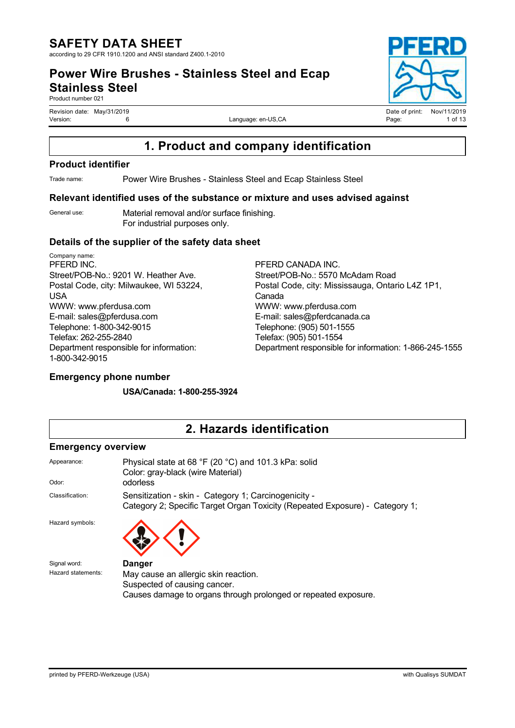# SAFETY DATA SHEET

according to 29 CFR 1910.1200 and ANSI standard Z400.1-2010

## Power Wire Brushes - Stainless Steel and Ecap Stainless Steel

Product number 021

Revision date: May/31/2019
Version: 6
Language: en-US,CA
Date of print: Nov/11/2019

## 1. Product and company identification

### Product identifier

Trade name: Power Wire Brushes - Stainless Steel and Ecap Stainless Steel

### Relevant identified uses of the substance or mixture and uses advised against

General use: Material removal and/or surface finishing.
For industrial purposes only.

### Details of the supplier of the safety data sheet

Company name:
PFERD INC.
Street/POB-No.: 9201 W. Heather Ave.
Postal Code, city: Milwaukee, WI 53224, USA
WWW: www.pferdusa.com
E-mail: sales@pferdusa.com
Telephone: 1-800-342-9015
Telefax: 262-255-2840
Department responsible for information: 1-800-342-9015

PFERD CANADA INC.
Street/POB-No.: 5570 McAdam Road
Postal Code, city: Mississauga, Ontario L4Z 1P1, Canada
WWW: www.pferdusa.com
E-mail: sales@pferdcanada.ca
Telephone: (905) 501-1555
Telefax: (905) 501-1554
Department responsible for information: 1-866-245-1555

### Emergency phone number

**USA/Canada: 1-800-255-3924**

## 2. Hazards identification

### Emergency overview

Appearance: Physical state at 68 °F (20 °C) and 101.3 kPa: solid
Color: gray-black (wire Material)

Odor: odorless

Classification: Sensitization - skin - Category 1; Carcinogenicity - Category 2; Specific Target Organ Toxicity (Repeated Exposure) - Category 1;

Hazard symbols:

Signal word: **Danger**

Hazard statements: May cause an allergic skin reaction.
Suspected of causing cancer.
Causes damage to organs through prolonged or repeated exposure.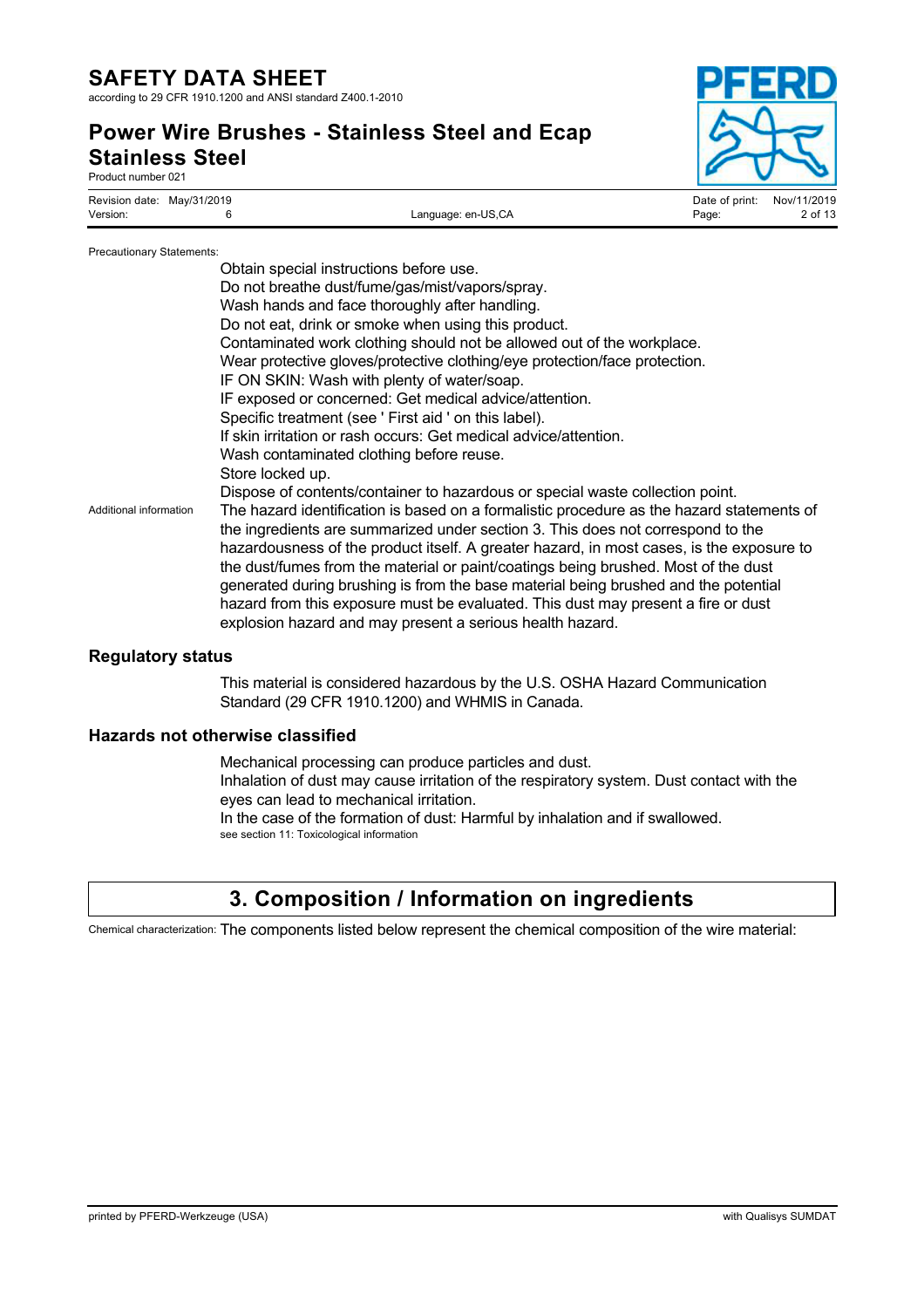Precautionary Statements:

Obtain special instructions before use.
Do not breathe dust/fume/gas/mist/vapors/spray.
Wash hands and face thoroughly after handling.
Do not eat, drink or smoke when using this product.
Contaminated work clothing should not be allowed out of the workplace.
Wear protective gloves/protective clothing/eye protection/face protection.
IF ON SKIN: Wash with plenty of water/soap.
IF exposed or concerned: Get medical advice/attention.
Specific treatment (see ' First aid ' on this label).
If skin irritation or rash occurs: Get medical advice/attention.
Wash contaminated clothing before reuse.
Store locked up.
Dispose of contents/container to hazardous or special waste collection point.

Additional information: The hazard identification is based on a formalistic procedure as the hazard statements of the ingredients are summarized under section 3. This does not correspond to the hazardousness of the product itself. A greater hazard, in most cases, is the exposure to the dust/fumes from the material or paint/coatings being brushed. Most of the dust generated during brushing is from the base material being brushed and the potential hazard from this exposure must be evaluated. This dust may present a fire or dust explosion hazard and may present a serious health hazard.

### Regulatory status

This material is considered hazardous by the U.S. OSHA Hazard Communication Standard (29 CFR 1910.1200) and WHMIS in Canada.

### Hazards not otherwise classified

Mechanical processing can produce particles and dust.
Inhalation of dust may cause irritation of the respiratory system. Dust contact with the eyes can lead to mechanical irritation.
In the case of the formation of dust: Harmful by inhalation and if swallowed.
see section 11: Toxicological information

## 3. Composition / Information on ingredients

Chemical characterization: The components listed below represent the chemical composition of the wire material: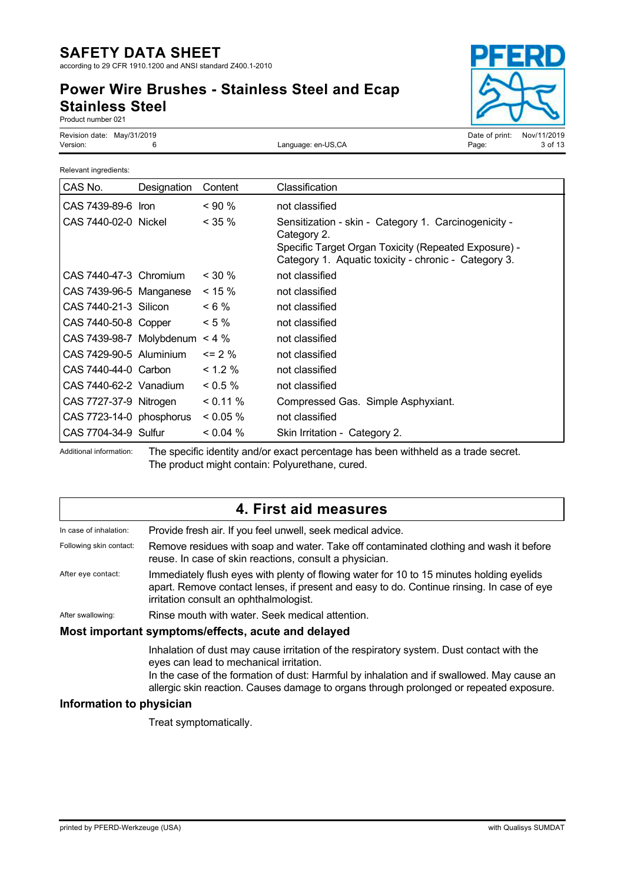Relevant ingredients:

| CAS No. | Designation | Content | Classification |
| --- | --- | --- | --- |
| CAS 7439-89-6 | Iron | < 90 % | not classified |
| CAS 7440-02-0 | Nickel | < 35 % | Sensitization - skin - Category 1. Carcinogenicity - Category 2. Specific Target Organ Toxicity (Repeated Exposure) - Category 1. Aquatic toxicity - chronic - Category 3. |
| CAS 7440-47-3 | Chromium | < 30 % | not classified |
| CAS 7439-96-5 | Manganese | < 15 % | not classified |
| CAS 7440-21-3 | Silicon | < 6 % | not classified |
| CAS 7440-50-8 | Copper | < 5 % | not classified |
| CAS 7439-98-7 | Molybdenum | < 4 % | not classified |
| CAS 7429-90-5 | Aluminium | <= 2 % | not classified |
| CAS 7440-44-0 | Carbon | < 1.2 % | not classified |
| CAS 7440-62-2 | Vanadium | < 0.5 % | not classified |
| CAS 7727-37-9 | Nitrogen | < 0.11 % | Compressed Gas. Simple Asphyxiant. |
| CAS 7723-14-0 | phosphorus | < 0.05 % | not classified |
| CAS 7704-34-9 | Sulfur | < 0.04 % | Skin Irritation - Category 2. |

Additional information: The specific identity and/or exact percentage has been withheld as a trade secret. The product might contain: Polyurethane, cured.

## 4. First aid measures

In case of inhalation: Provide fresh air. If you feel unwell, seek medical advice.

Following skin contact: Remove residues with soap and water. Take off contaminated clothing and wash it before reuse. In case of skin reactions, consult a physician.

After eye contact: Immediately flush eyes with plenty of flowing water for 10 to 15 minutes holding eyelids apart. Remove contact lenses, if present and easy to do. Continue rinsing. In case of eye irritation consult an ophthalmologist.

After swallowing: Rinse mouth with water. Seek medical attention.

### Most important symptoms/effects, acute and delayed

Inhalation of dust may cause irritation of the respiratory system. Dust contact with the eyes can lead to mechanical irritation.
In the case of the formation of dust: Harmful by inhalation and if swallowed. May cause an allergic skin reaction. Causes damage to organs through prolonged or repeated exposure.

### Information to physician

Treat symptomatically.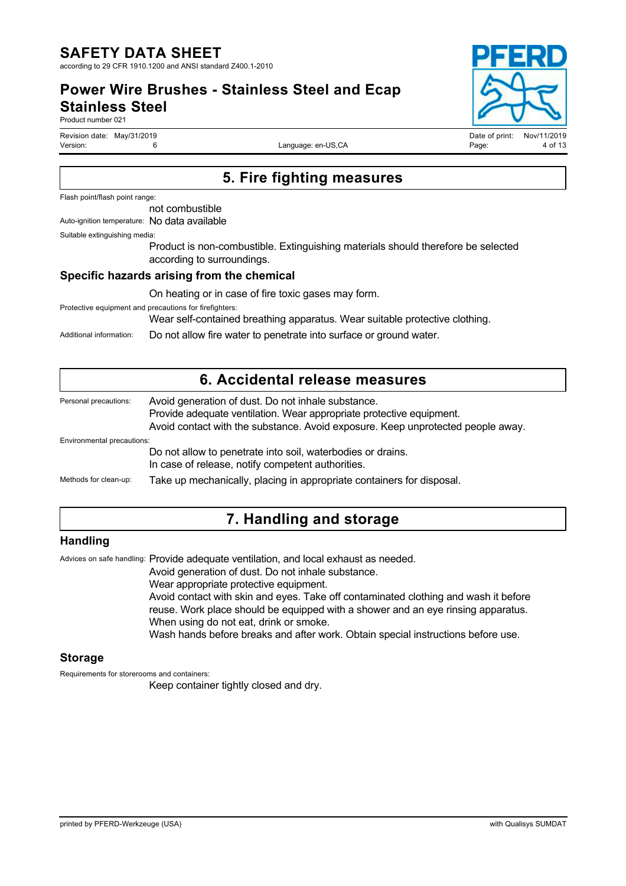## 5. Fire fighting measures

Flash point/flash point range:

not combustible

Auto-ignition temperature: No data available

Suitable extinguishing media:

Product is non-combustible. Extinguishing materials should therefore be selected according to surroundings.

### Specific hazards arising from the chemical

On heating or in case of fire toxic gases may form.

Protective equipment and precautions for firefighters:

Wear self-contained breathing apparatus. Wear suitable protective clothing.

Additional information: Do not allow fire water to penetrate into surface or ground water.

## 6. Accidental release measures

Personal precautions: Avoid generation of dust. Do not inhale substance.
Provide adequate ventilation. Wear appropriate protective equipment.
Avoid contact with the substance. Avoid exposure. Keep unprotected people away.

Environmental precautions:

Do not allow to penetrate into soil, waterbodies or drains.
In case of release, notify competent authorities.

Methods for clean-up: Take up mechanically, placing in appropriate containers for disposal.

## 7. Handling and storage

### Handling

Advices on safe handling: Provide adequate ventilation, and local exhaust as needed.
Avoid generation of dust. Do not inhale substance.
Wear appropriate protective equipment.
Avoid contact with skin and eyes. Take off contaminated clothing and wash it before reuse. Work place should be equipped with a shower and an eye rinsing apparatus.
When using do not eat, drink or smoke.
Wash hands before breaks and after work. Obtain special instructions before use.

### Storage

Requirements for storerooms and containers:

Keep container tightly closed and dry.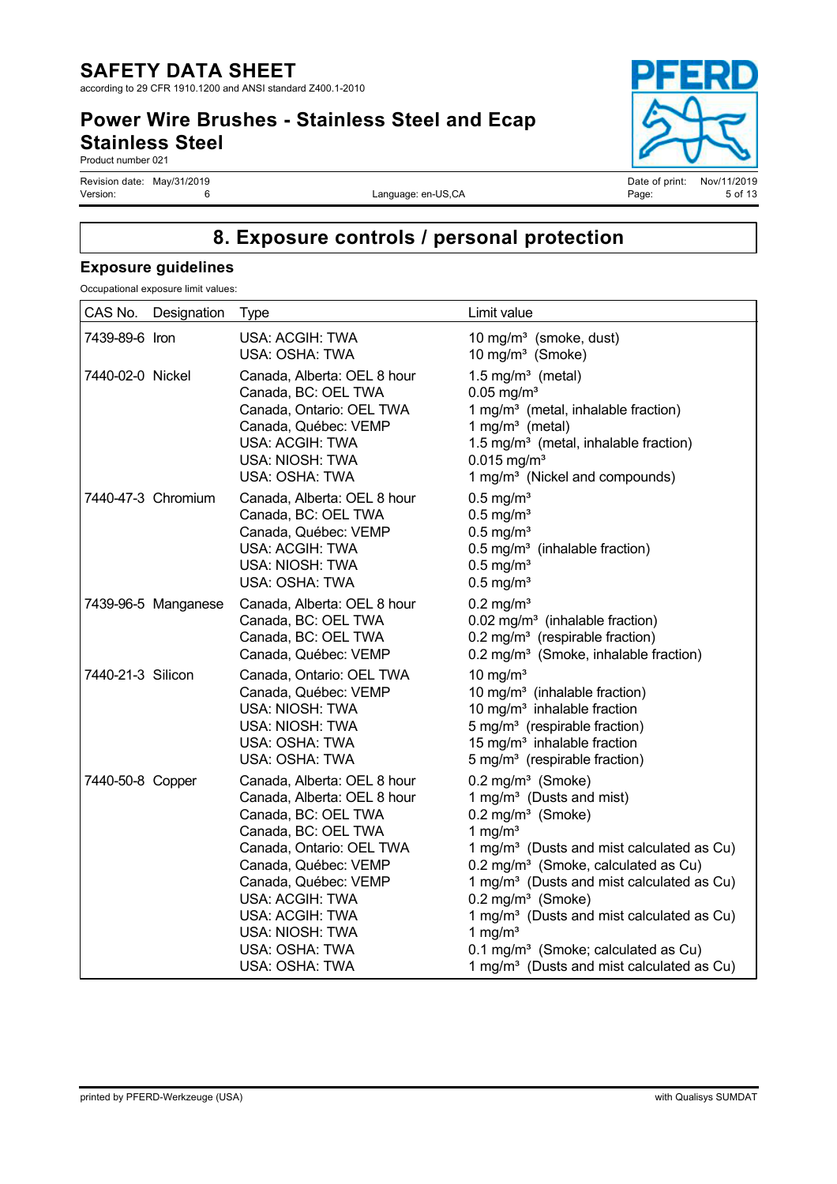## 8. Exposure controls / personal protection

### Exposure guidelines

Occupational exposure limit values:

| CAS No. | Designation | Type | Limit value |
|---|---|---|---|
| 7439-89-6 | Iron | USA: ACGIH: TWA | 10 mg/m³ (smoke, dust) |
| | | USA: OSHA: TWA | 10 mg/m³ (Smoke) |
| 7440-02-0 | Nickel | Canada, Alberta: OEL 8 hour | 1.5 mg/m³ (metal) |
| | | Canada, BC: OEL TWA | 0.05 mg/m³ |
| | | Canada, Ontario: OEL TWA | 1 mg/m³ (metal, inhalable fraction) |
| | | Canada, Québec: VEMP | 1 mg/m³ (metal) |
| | | USA: ACGIH: TWA | 1.5 mg/m³ (metal, inhalable fraction) |
| | | USA: NIOSH: TWA | 0.015 mg/m³ |
| | | USA: OSHA: TWA | 1 mg/m³ (Nickel and compounds) |
| 7440-47-3 | Chromium | Canada, Alberta: OEL 8 hour | 0.5 mg/m³ |
| | | Canada, BC: OEL TWA | 0.5 mg/m³ |
| | | Canada, Québec: VEMP | 0.5 mg/m³ |
| | | USA: ACGIH: TWA | 0.5 mg/m³ (inhalable fraction) |
| | | USA: NIOSH: TWA | 0.5 mg/m³ |
| | | USA: OSHA: TWA | 0.5 mg/m³ |
| 7439-96-5 | Manganese | Canada, Alberta: OEL 8 hour | 0.2 mg/m³ |
| | | Canada, BC: OEL TWA | 0.02 mg/m³ (inhalable fraction) |
| | | Canada, BC: OEL TWA | 0.2 mg/m³ (respirable fraction) |
| | | Canada, Québec: VEMP | 0.2 mg/m³ (Smoke, inhalable fraction) |
| 7440-21-3 | Silicon | Canada, Ontario: OEL TWA | 10 mg/m³ |
| | | Canada, Québec: VEMP | 10 mg/m³ (inhalable fraction) |
| | | USA: NIOSH: TWA | 10 mg/m³ inhalable fraction |
| | | USA: NIOSH: TWA | 5 mg/m³ (respirable fraction) |
| | | USA: OSHA: TWA | 15 mg/m³ inhalable fraction |
| | | USA: OSHA: TWA | 5 mg/m³ (respirable fraction) |
| 7440-50-8 | Copper | Canada, Alberta: OEL 8 hour | 0.2 mg/m³ (Smoke) |
| | | Canada, Alberta: OEL 8 hour | 1 mg/m³ (Dusts and mist) |
| | | Canada, BC: OEL TWA | 0.2 mg/m³ (Smoke) |
| | | Canada, BC: OEL TWA | 1 mg/m³ |
| | | Canada, Ontario: OEL TWA | 1 mg/m³ (Dusts and mist calculated as Cu) |
| | | Canada, Québec: VEMP | 0.2 mg/m³ (Smoke, calculated as Cu) |
| | | Canada, Québec: VEMP | 1 mg/m³ (Dusts and mist calculated as Cu) |
| | | USA: ACGIH: TWA | 0.2 mg/m³ (Smoke) |
| | | USA: ACGIH: TWA | 1 mg/m³ (Dusts and mist calculated as Cu) |
| | | USA: NIOSH: TWA | 1 mg/m³ |
| | | USA: OSHA: TWA | 0.1 mg/m³ (Smoke; calculated as Cu) |
| | | USA: OSHA: TWA | 1 mg/m³ (Dusts and mist calculated as Cu) |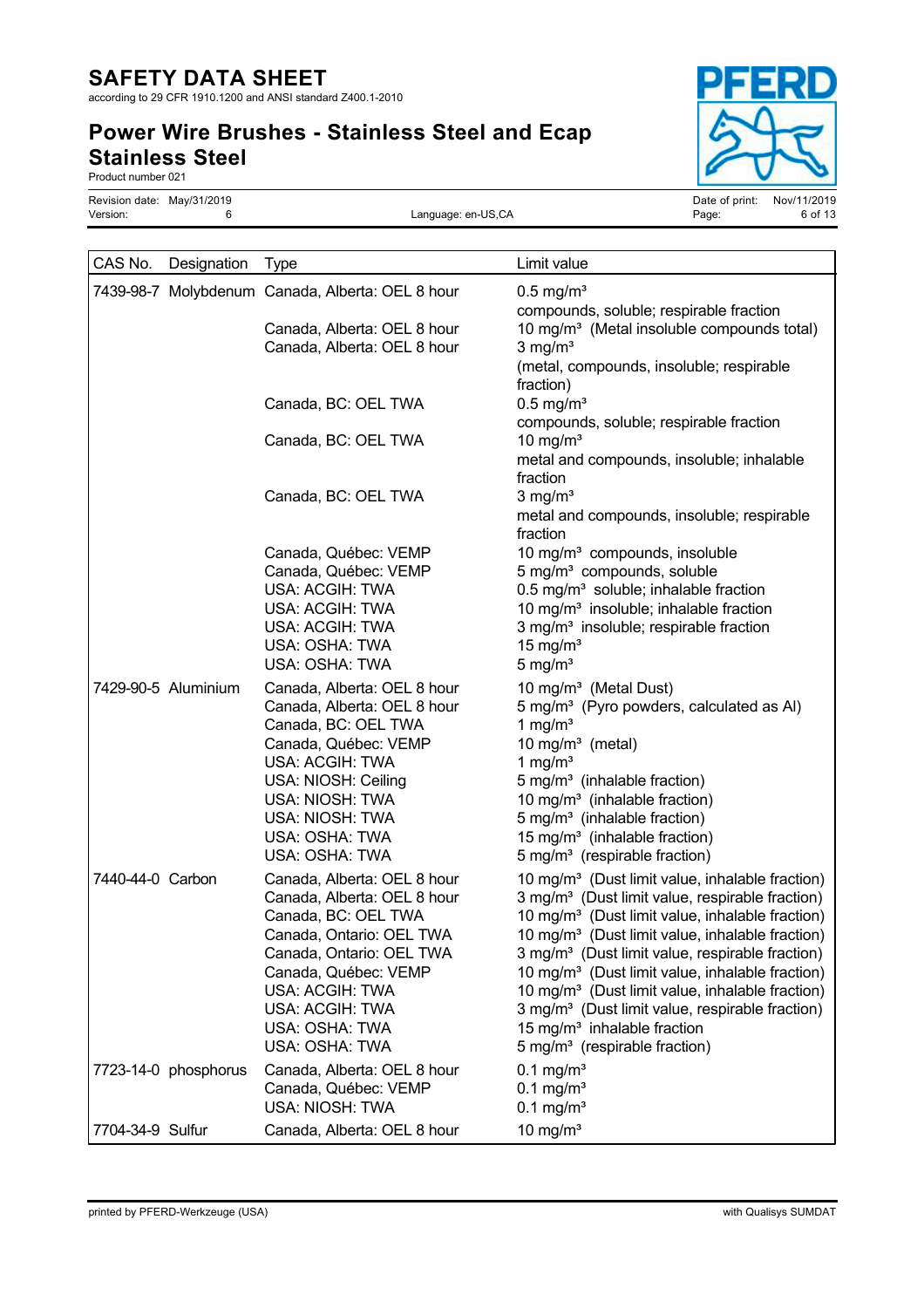| CAS No. | Designation | Type | Limit value |
|---|---|---|---|
| 7439-98-7 | Molybdenum | Canada, Alberta: OEL 8 hour | 0.5 mg/m³ compounds, soluble; respirable fraction |
| | | Canada, Alberta: OEL 8 hour | 10 mg/m³ (Metal insoluble compounds total) |
| | | Canada, Alberta: OEL 8 hour | 3 mg/m³ (metal, compounds, insoluble; respirable fraction) |
| | | Canada, BC: OEL TWA | 0.5 mg/m³ compounds, soluble; respirable fraction |
| | | Canada, BC: OEL TWA | 10 mg/m³ metal and compounds, insoluble; inhalable fraction |
| | | Canada, BC: OEL TWA | 3 mg/m³ metal and compounds, insoluble; respirable fraction |
| | | Canada, Québec: VEMP | 10 mg/m³ compounds, insoluble |
| | | Canada, Québec: VEMP | 5 mg/m³ compounds, soluble |
| | | USA: ACGIH: TWA | 0.5 mg/m³ soluble; inhalable fraction |
| | | USA: ACGIH: TWA | 10 mg/m³ insoluble; inhalable fraction |
| | | USA: ACGIH: TWA | 3 mg/m³ insoluble; respirable fraction |
| | | USA: OSHA: TWA | 15 mg/m³ |
| | | USA: OSHA: TWA | 5 mg/m³ |
| 7429-90-5 | Aluminium | Canada, Alberta: OEL 8 hour | 10 mg/m³ (Metal Dust) |
| | | Canada, Alberta: OEL 8 hour | 5 mg/m³ (Pyro powders, calculated as Al) |
| | | Canada, BC: OEL TWA | 1 mg/m³ |
| | | Canada, Québec: VEMP | 10 mg/m³ (metal) |
| | | USA: ACGIH: TWA | 1 mg/m³ |
| | | USA: NIOSH: Ceiling | 5 mg/m³ (inhalable fraction) |
| | | USA: NIOSH: TWA | 10 mg/m³ (inhalable fraction) |
| | | USA: NIOSH: TWA | 5 mg/m³ (inhalable fraction) |
| | | USA: OSHA: TWA | 15 mg/m³ (inhalable fraction) |
| | | USA: OSHA: TWA | 5 mg/m³ (respirable fraction) |
| 7440-44-0 | Carbon | Canada, Alberta: OEL 8 hour | 10 mg/m³ (Dust limit value, inhalable fraction) |
| | | Canada, Alberta: OEL 8 hour | 3 mg/m³ (Dust limit value, respirable fraction) |
| | | Canada, BC: OEL TWA | 10 mg/m³ (Dust limit value, inhalable fraction) |
| | | Canada, Ontario: OEL TWA | 10 mg/m³ (Dust limit value, inhalable fraction) |
| | | Canada, Ontario: OEL TWA | 3 mg/m³ (Dust limit value, respirable fraction) |
| | | Canada, Québec: VEMP | 10 mg/m³ (Dust limit value, inhalable fraction) |
| | | USA: ACGIH: TWA | 10 mg/m³ (Dust limit value, inhalable fraction) |
| | | USA: ACGIH: TWA | 3 mg/m³ (Dust limit value, respirable fraction) |
| | | USA: OSHA: TWA | 15 mg/m³ inhalable fraction |
| | | USA: OSHA: TWA | 5 mg/m³ (respirable fraction) |
| 7723-14-0 | phosphorus | Canada, Alberta: OEL 8 hour | 0.1 mg/m³ |
| | | Canada, Québec: VEMP | 0.1 mg/m³ |
| | | USA: NIOSH: TWA | 0.1 mg/m³ |
| 7704-34-9 | Sulfur | Canada, Alberta: OEL 8 hour | 10 mg/m³ |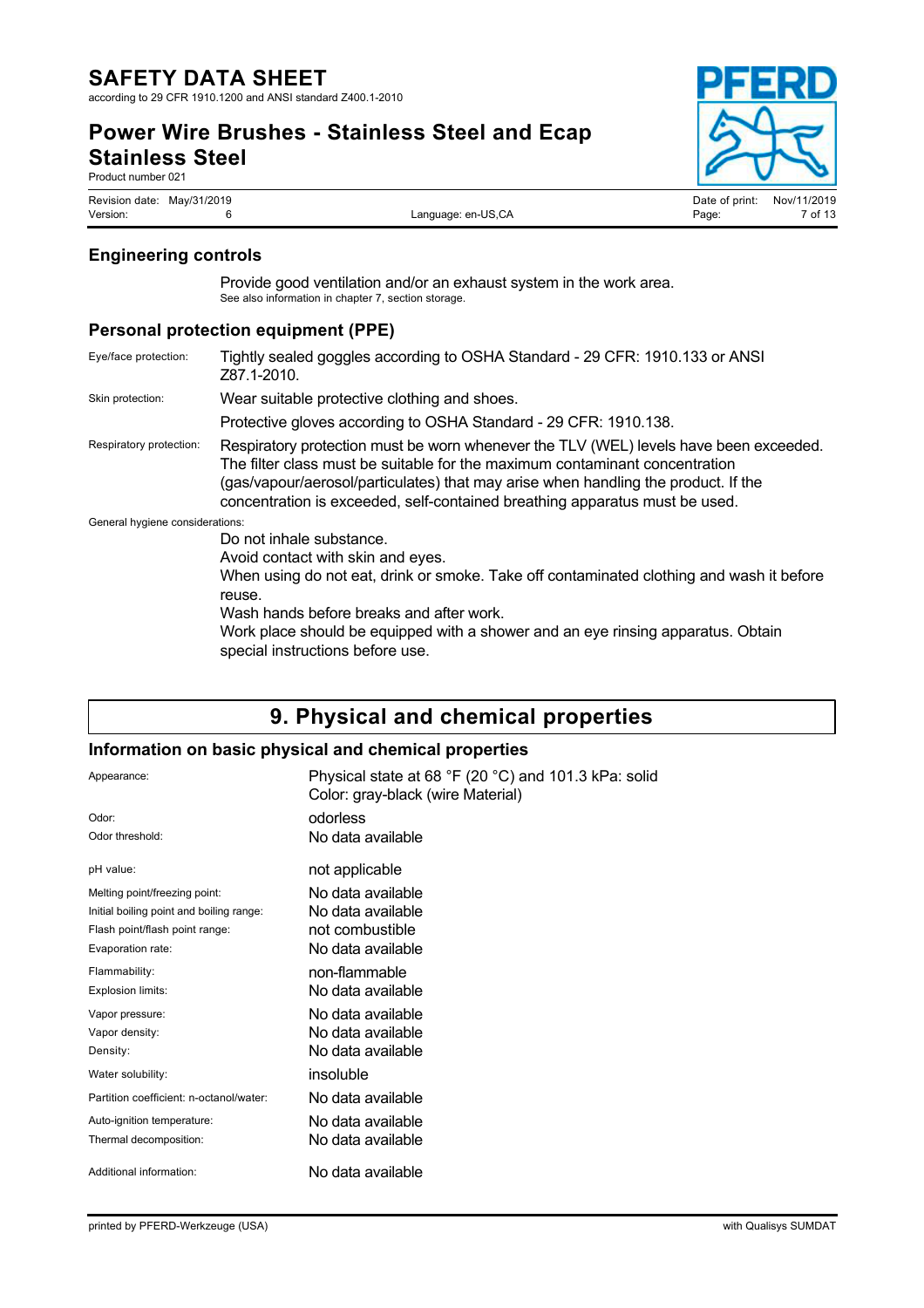### Engineering controls

Provide good ventilation and/or an exhaust system in the work area.
See also information in chapter 7, section storage.

### Personal protection equipment (PPE)

| | |
|---|---|
| Eye/face protection: | Tightly sealed goggles according to OSHA Standard - 29 CFR: 1910.133 or ANSI Z87.1-2010. |
| Skin protection: | Wear suitable protective clothing and shoes. |
| | Protective gloves according to OSHA Standard - 29 CFR: 1910.138. |
| Respiratory protection: | Respiratory protection must be worn whenever the TLV (WEL) levels have been exceeded. The filter class must be suitable for the maximum contaminant concentration (gas/vapour/aerosol/particulates) that may arise when handling the product. If the concentration is exceeded, self-contained breathing apparatus must be used. |

General hygiene considerations:

Do not inhale substance.
Avoid contact with skin and eyes.
When using do not eat, drink or smoke. Take off contaminated clothing and wash it before reuse.
Wash hands before breaks and after work.
Work place should be equipped with a shower and an eye rinsing apparatus. Obtain special instructions before use.

## 9. Physical and chemical properties

### Information on basic physical and chemical properties

| | |
|---|---|
| Appearance: | Physical state at 68 °F (20 °C) and 101.3 kPa: solid<br>Color: gray-black (wire Material) |
| Odor: | odorless |
| Odor threshold: | No data available |
| pH value: | not applicable |
| Melting point/freezing point: | No data available |
| Initial boiling point and boiling range: | No data available |
| Flash point/flash point range: | not combustible |
| Evaporation rate: | No data available |
| Flammability: | non-flammable |
| Explosion limits: | No data available |
| Vapor pressure: | No data available |
| Vapor density: | No data available |
| Density: | No data available |
| Water solubility: | insoluble |
| Partition coefficient: n-octanol/water: | No data available |
| Auto-ignition temperature: | No data available |
| Thermal decomposition: | No data available |
| Additional information: | No data available |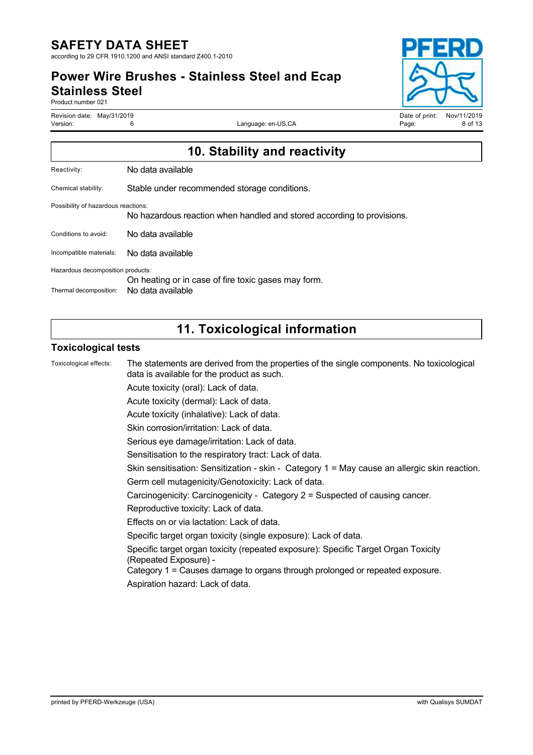## 10. Stability and reactivity

Reactivity: No data available

Chemical stability: Stable under recommended storage conditions.

Possibility of hazardous reactions:
No hazardous reaction when handled and stored according to provisions.

Conditions to avoid: No data available

Incompatible materials: No data available

Hazardous decomposition products:
On heating or in case of fire toxic gases may form.

Thermal decomposition: No data available

## 11. Toxicological information

### Toxicological tests

Toxicological effects: The statements are derived from the properties of the single components. No toxicological data is available for the product as such.

Acute toxicity (oral): Lack of data.

Acute toxicity (dermal): Lack of data.

Acute toxicity (inhalative): Lack of data.

Skin corrosion/irritation: Lack of data.

Serious eye damage/irritation: Lack of data.

Sensitisation to the respiratory tract: Lack of data.

Skin sensitisation: Sensitization - skin - Category 1 = May cause an allergic skin reaction.

Germ cell mutagenicity/Genotoxicity: Lack of data.

Carcinogenicity: Carcinogenicity - Category 2 = Suspected of causing cancer.

Reproductive toxicity: Lack of data.

Effects on or via lactation: Lack of data.

Specific target organ toxicity (single exposure): Lack of data.

Specific target organ toxicity (repeated exposure): Specific Target Organ Toxicity (Repeated Exposure) -
Category 1 = Causes damage to organs through prolonged or repeated exposure.

Aspiration hazard: Lack of data.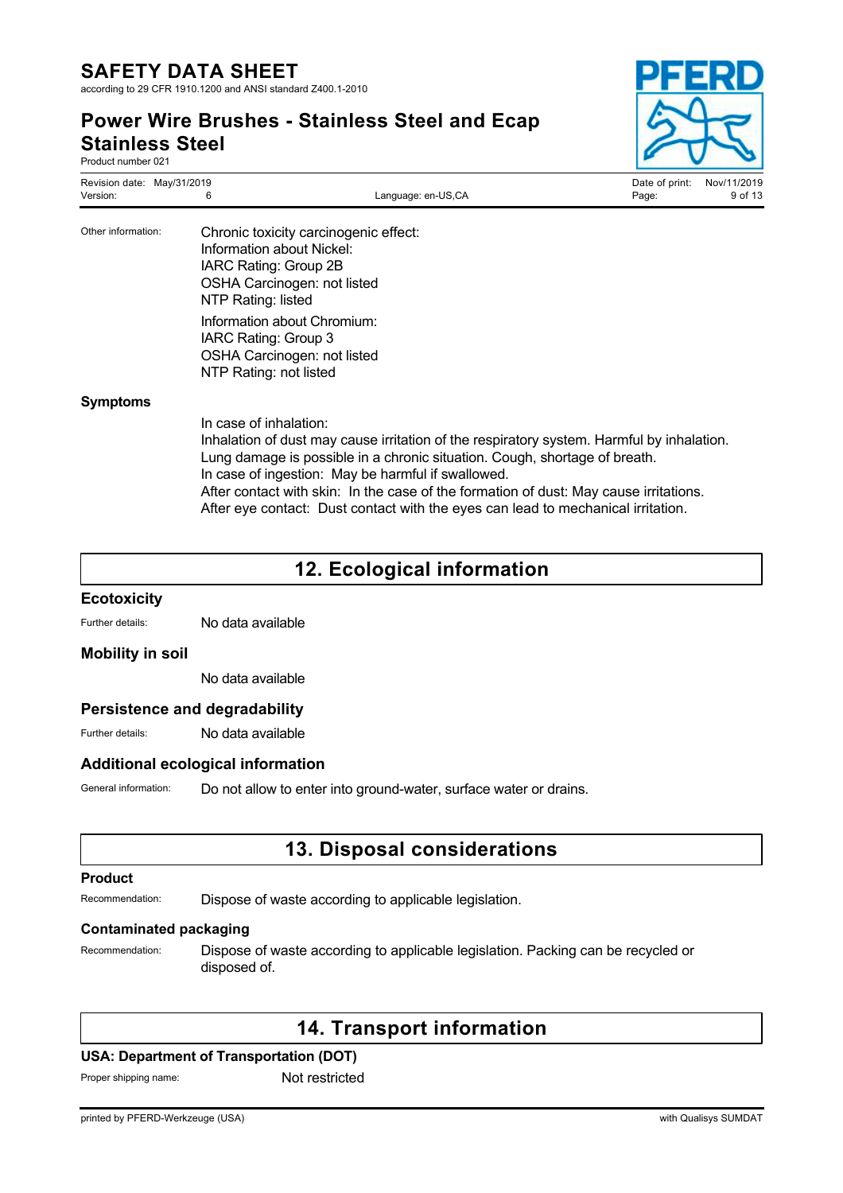Other information:

Chronic toxicity carcinogenic effect:
Information about Nickel:
IARC Rating: Group 2B
OSHA Carcinogen: not listed
NTP Rating: listed

Information about Chromium:
IARC Rating: Group 3
OSHA Carcinogen: not listed
NTP Rating: not listed

### Symptoms

In case of inhalation:
Inhalation of dust may cause irritation of the respiratory system. Harmful by inhalation.
Lung damage is possible in a chronic situation. Cough, shortage of breath.
In case of ingestion: May be harmful if swallowed.
After contact with skin: In the case of the formation of dust: May cause irritations.
After eye contact: Dust contact with the eyes can lead to mechanical irritation.

## 12. Ecological information

### Ecotoxicity

Further details: No data available

### Mobility in soil

No data available

### Persistence and degradability

Further details: No data available

### Additional ecological information

General information: Do not allow to enter into ground-water, surface water or drains.

## 13. Disposal considerations

### Product

Recommendation: Dispose of waste according to applicable legislation.

### Contaminated packaging

Recommendation: Dispose of waste according to applicable legislation. Packing can be recycled or disposed of.

## 14. Transport information

### USA: Department of Transportation (DOT)

Proper shipping name: Not restricted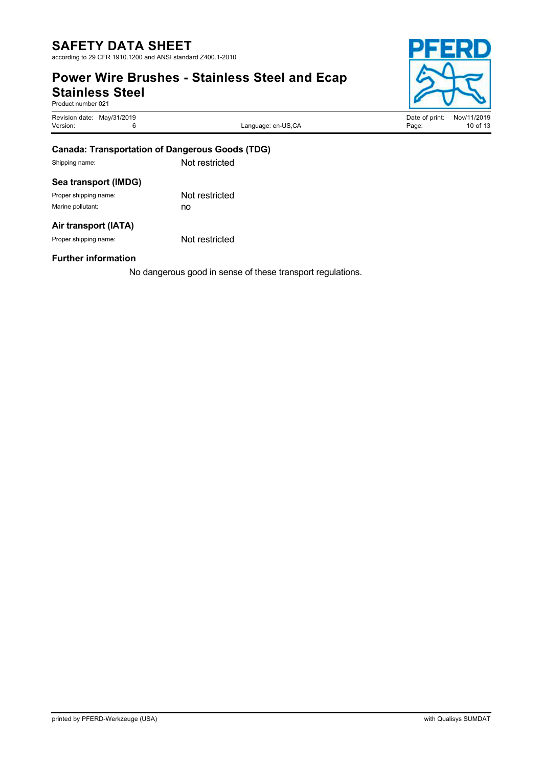### Canada: Transportation of Dangerous Goods (TDG)

Shipping name: Not restricted

### Sea transport (IMDG)

Proper shipping name: Not restricted

Marine pollutant: no

### Air transport (IATA)

Proper shipping name: Not restricted

### Further information

No dangerous good in sense of these transport regulations.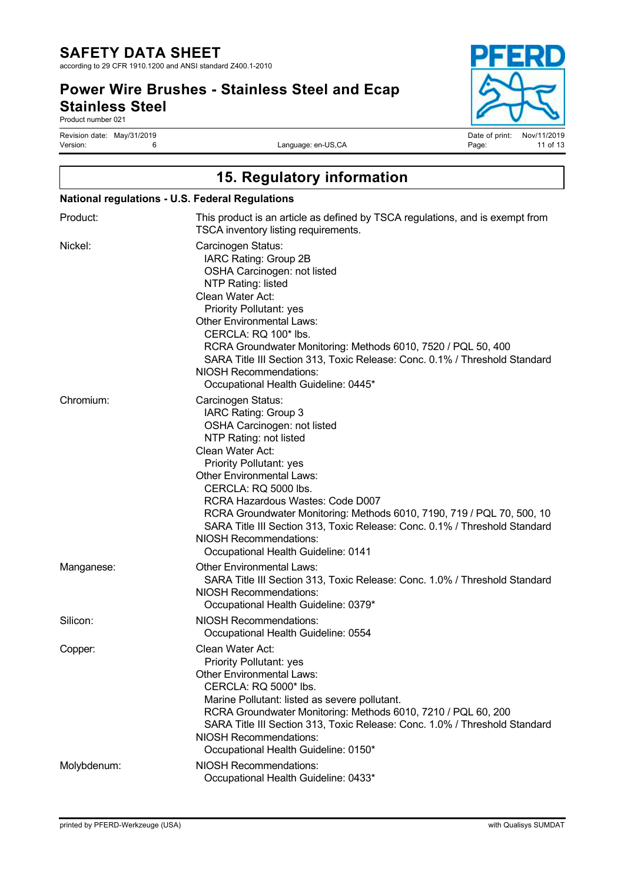# 15. Regulatory information

## National regulations - U.S. Federal Regulations

| | |
|---|---|
| Product: | This product is an article as defined by TSCA regulations, and is exempt from TSCA inventory listing requirements. |
| Nickel: | Carcinogen Status:<br>IARC Rating: Group 2B<br>OSHA Carcinogen: not listed<br>NTP Rating: listed<br>Clean Water Act:<br>Priority Pollutant: yes<br>Other Environmental Laws:<br>CERCLA: RQ 100* lbs.<br>RCRA Groundwater Monitoring: Methods 6010, 7520 / PQL 50, 400<br>SARA Title III Section 313, Toxic Release: Conc. 0.1% / Threshold Standard<br>NIOSH Recommendations:<br>Occupational Health Guideline: 0445* |
| Chromium: | Carcinogen Status:<br>IARC Rating: Group 3<br>OSHA Carcinogen: not listed<br>NTP Rating: not listed<br>Clean Water Act:<br>Priority Pollutant: yes<br>Other Environmental Laws:<br>CERCLA: RQ 5000 lbs.<br>RCRA Hazardous Wastes: Code D007<br>RCRA Groundwater Monitoring: Methods 6010, 7190, 719 / PQL 70, 500, 10<br>SARA Title III Section 313, Toxic Release: Conc. 0.1% / Threshold Standard<br>NIOSH Recommendations:<br>Occupational Health Guideline: 0141 |
| Manganese: | Other Environmental Laws:<br>SARA Title III Section 313, Toxic Release: Conc. 1.0% / Threshold Standard<br>NIOSH Recommendations:<br>Occupational Health Guideline: 0379* |
| Silicon: | NIOSH Recommendations:<br>Occupational Health Guideline: 0554 |
| Copper: | Clean Water Act:<br>Priority Pollutant: yes<br>Other Environmental Laws:<br>CERCLA: RQ 5000* lbs.<br>Marine Pollutant: listed as severe pollutant.<br>RCRA Groundwater Monitoring: Methods 6010, 7210 / PQL 60, 200<br>SARA Title III Section 313, Toxic Release: Conc. 1.0% / Threshold Standard<br>NIOSH Recommendations:<br>Occupational Health Guideline: 0150* |
| Molybdenum: | NIOSH Recommendations:<br>Occupational Health Guideline: 0433* |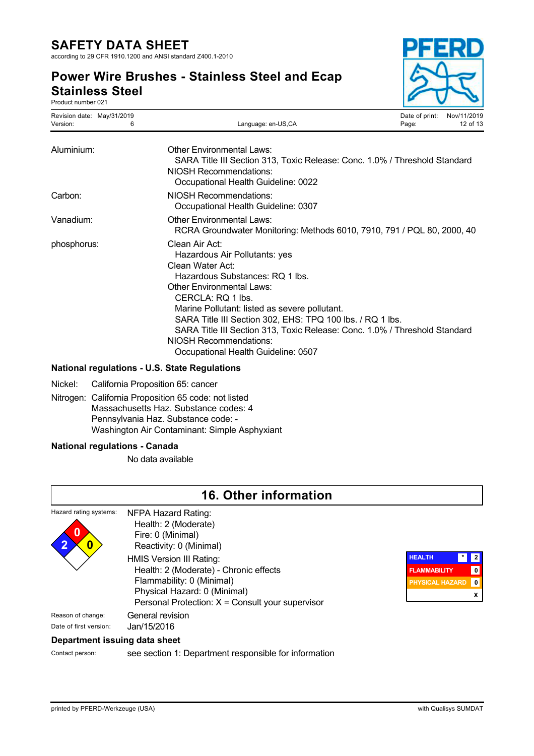Aluminium:
Other Environmental Laws:
SARA Title III Section 313, Toxic Release: Conc. 1.0% / Threshold Standard
NIOSH Recommendations:
Occupational Health Guideline: 0022

Carbon:
NIOSH Recommendations:
Occupational Health Guideline: 0307

Vanadium:
Other Environmental Laws:
RCRA Groundwater Monitoring: Methods 6010, 7910, 791 / PQL 80, 2000, 40

phosphorus:
Clean Air Act:
Hazardous Air Pollutants: yes
Clean Water Act:
Hazardous Substances: RQ 1 lbs.
Other Environmental Laws:
CERCLA: RQ 1 lbs.
Marine Pollutant: listed as severe pollutant.
SARA Title III Section 302, EHS: TPQ 100 lbs. / RQ 1 lbs.
SARA Title III Section 313, Toxic Release: Conc. 1.0% / Threshold Standard
NIOSH Recommendations:
Occupational Health Guideline: 0507

### National regulations - U.S. State Regulations

Nickel: California Proposition 65: cancer

Nitrogen: California Proposition 65 code: not listed
Massachusetts Haz. Substance codes: 4
Pennsylvania Haz. Substance code: -
Washington Air Contaminant: Simple Asphyxiant

### National regulations - Canada

No data available

## 16. Other information

Hazard rating systems:

NFPA Hazard Rating:
Health: 2 (Moderate)
Fire: 0 (Minimal)
Reactivity: 0 (Minimal)

HMIS Version III Rating:
Health: 2 (Moderate) - Chronic effects
Flammability: 0 (Minimal)
Physical Hazard: 0 (Minimal)
Personal Protection: X = Consult your supervisor

| HEALTH | * 2 |
|---|---|
| FLAMMABILITY | 0 |
| PHYSICAL HAZARD | 0 |
| | X |

Reason of change: General revision

Date of first version: Jan/15/2016

### Department issuing data sheet

Contact person: see section 1: Department responsible for information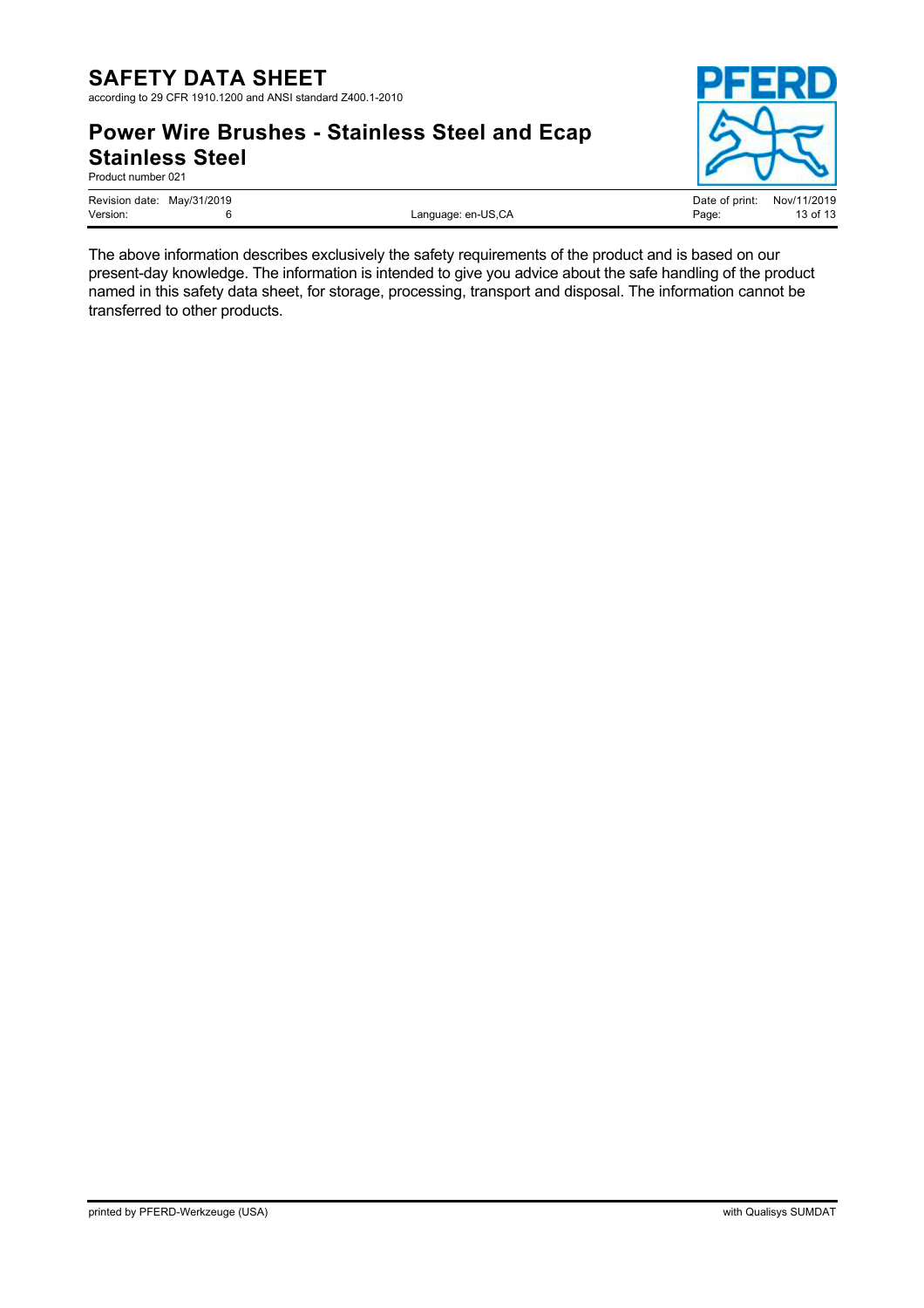The above information describes exclusively the safety requirements of the product and is based on our present-day knowledge. The information is intended to give you advice about the safe handling of the product named in this safety data sheet, for storage, processing, transport and disposal. The information cannot be transferred to other products.